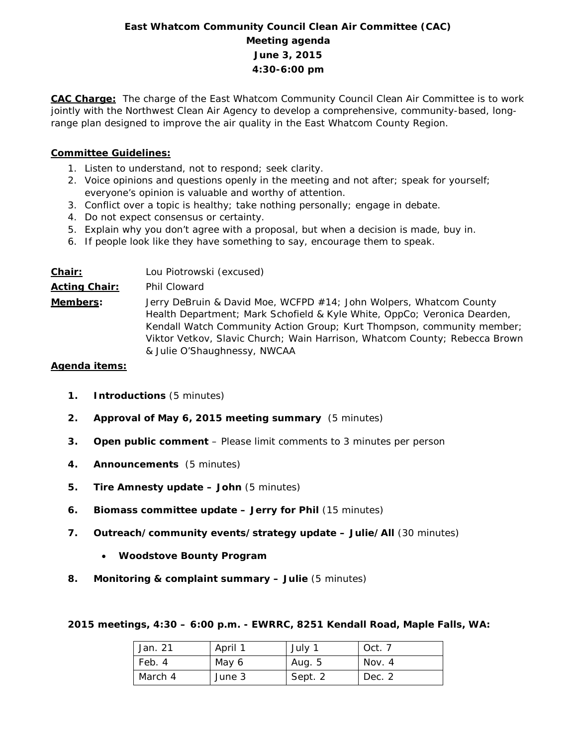# East Whatcom Community Council Clean Air Committee (CAC)
## Meeting agenda
## June 3, 2015
## 4:30-6:00 pm

**CAC Charge:** The charge of the East Whatcom Community Council Clean Air Committee is to work jointly with the Northwest Clean Air Agency to develop a comprehensive, community-based, long-range plan designed to improve the air quality in the East Whatcom County Region.

**Committee Guidelines:**

1. Listen to understand, not to respond; seek clarity.
2. Voice opinions and questions openly in the meeting and not after; speak for yourself; everyone's opinion is valuable and worthy of attention.
3. Conflict over a topic is healthy; take nothing personally; engage in debate.
4. Do not expect consensus or certainty.
5. Explain why you don't agree with a proposal, but when a decision is made, buy in.
6. If people look like they have something to say, encourage them to speak.

**Chair:** Lou Piotrowski (excused)

**Acting Chair:** Phil Cloward

**Members:** Jerry DeBruin & David Moe, WCFPD #14; John Wolpers, Whatcom County Health Department; Mark Schofield & Kyle White, OppCo; Veronica Dearden, Kendall Watch Community Action Group; Kurt Thompson, community member; Viktor Vetkov, Slavic Church; Wain Harrison, Whatcom County; Rebecca Brown & Julie O'Shaughnessy, NWCAA

**Agenda items:**

1. **Introductions** (5 minutes)
2. **Approval of May 6, 2015 meeting summary** (5 minutes)
3. **Open public comment** – Please limit comments to 3 minutes per person
4. **Announcements** (5 minutes)
5. **Tire Amnesty update – John** (5 minutes)
6. **Biomass committee update – Jerry for Phil** (15 minutes)
7. **Outreach/community events/strategy update – Julie/All** (30 minutes)
   - **Woodstove Bounty Program**
8. **Monitoring & complaint summary – Julie** (5 minutes)

**2015 meetings, 4:30 – 6:00 p.m. - EWRRC, 8251 Kendall Road, Maple Falls, WA:**

| Jan. 21 | April 1 | July 1 | Oct. 7 |
|---|---|---|---|
| Feb. 4 | May 6 | Aug. 5 | Nov. 4 |
| March 4 | June 3 | Sept. 2 | Dec. 2 |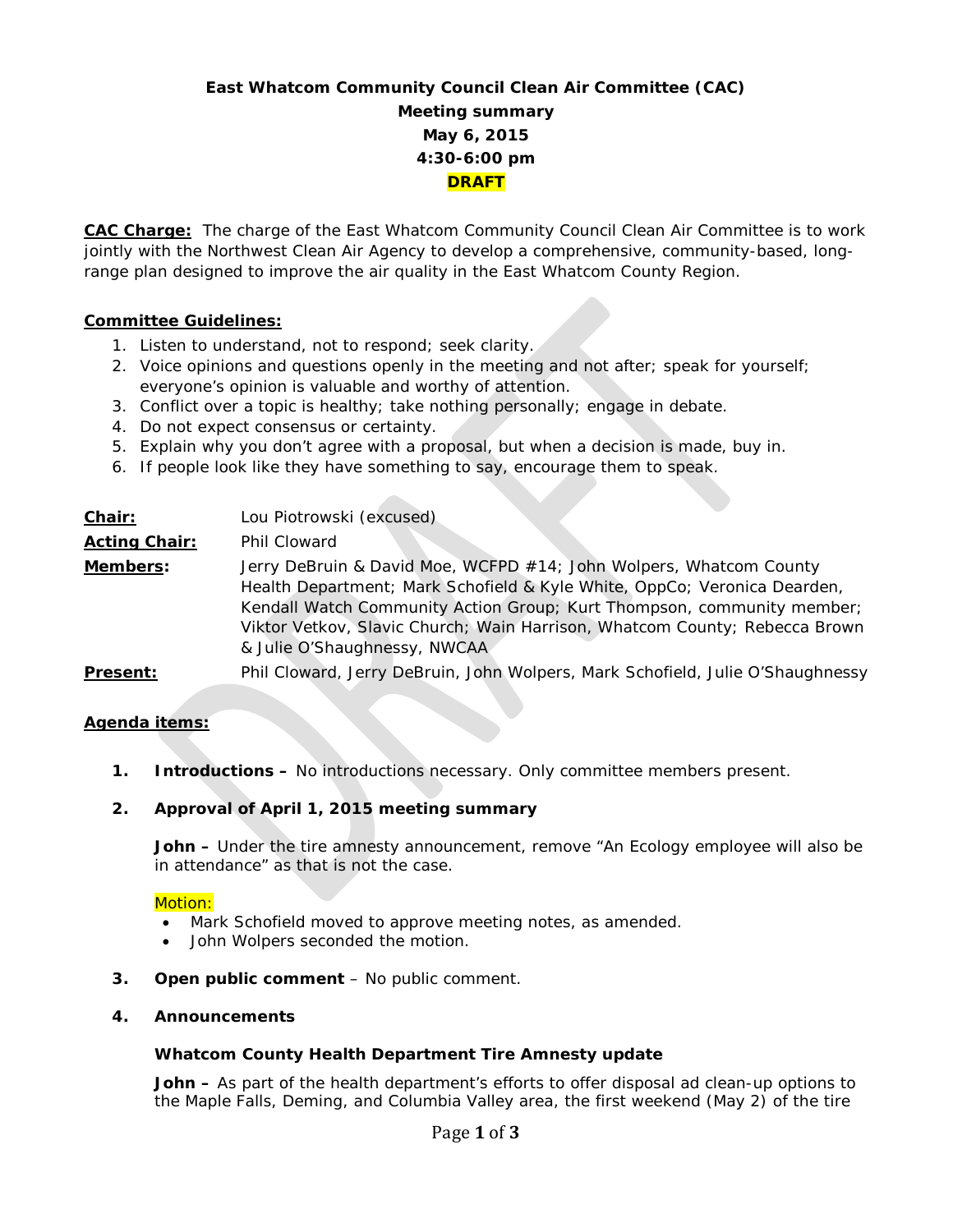# East Whatcom Community Council Clean Air Committee (CAC)

## Meeting summary

**May 6, 2015**

**4:30-6:00 pm**

**DRAFT**

**CAC Charge:** The charge of the East Whatcom Community Council Clean Air Committee is to work jointly with the Northwest Clean Air Agency to develop a comprehensive, community-based, long-range plan designed to improve the air quality in the East Whatcom County Region.

**Committee Guidelines:**

1. Listen to understand, not to respond; seek clarity.
2. Voice opinions and questions openly in the meeting and not after; speak for yourself; everyone's opinion is valuable and worthy of attention.
3. Conflict over a topic is healthy; take nothing personally; engage in debate.
4. Do not expect consensus or certainty.
5. Explain why you don't agree with a proposal, but when a decision is made, buy in.
6. If people look like they have something to say, encourage them to speak.

**Chair:** Lou Piotrowski (excused)

**Acting Chair:** Phil Cloward

**Members:** Jerry DeBruin & David Moe, WCFPD #14; John Wolpers, Whatcom County Health Department; Mark Schofield & Kyle White, OppCo; Veronica Dearden, Kendall Watch Community Action Group; Kurt Thompson, community member; Viktor Vetkov, Slavic Church; Wain Harrison, Whatcom County; Rebecca Brown & Julie O'Shaughnessy, NWCAA

**Present:** Phil Cloward, Jerry DeBruin, John Wolpers, Mark Schofield, Julie O'Shaughnessy

**Agenda items:**

1. **Introductions –** No introductions necessary. Only committee members present.

2. **Approval of April 1, 2015 meeting summary**

   **John –** Under the tire amnesty announcement, remove "An Ecology employee will also be in attendance" as that is not the case.

   Motion:
   - Mark Schofield moved to approve meeting notes, as amended.
   - John Wolpers seconded the motion.

3. **Open public comment** – No public comment.

4. **Announcements**

   **Whatcom County Health Department Tire Amnesty update**

   **John –** As part of the health department's efforts to offer disposal ad clean-up options to the Maple Falls, Deming, and Columbia Valley area, the first weekend (May 2) of the tire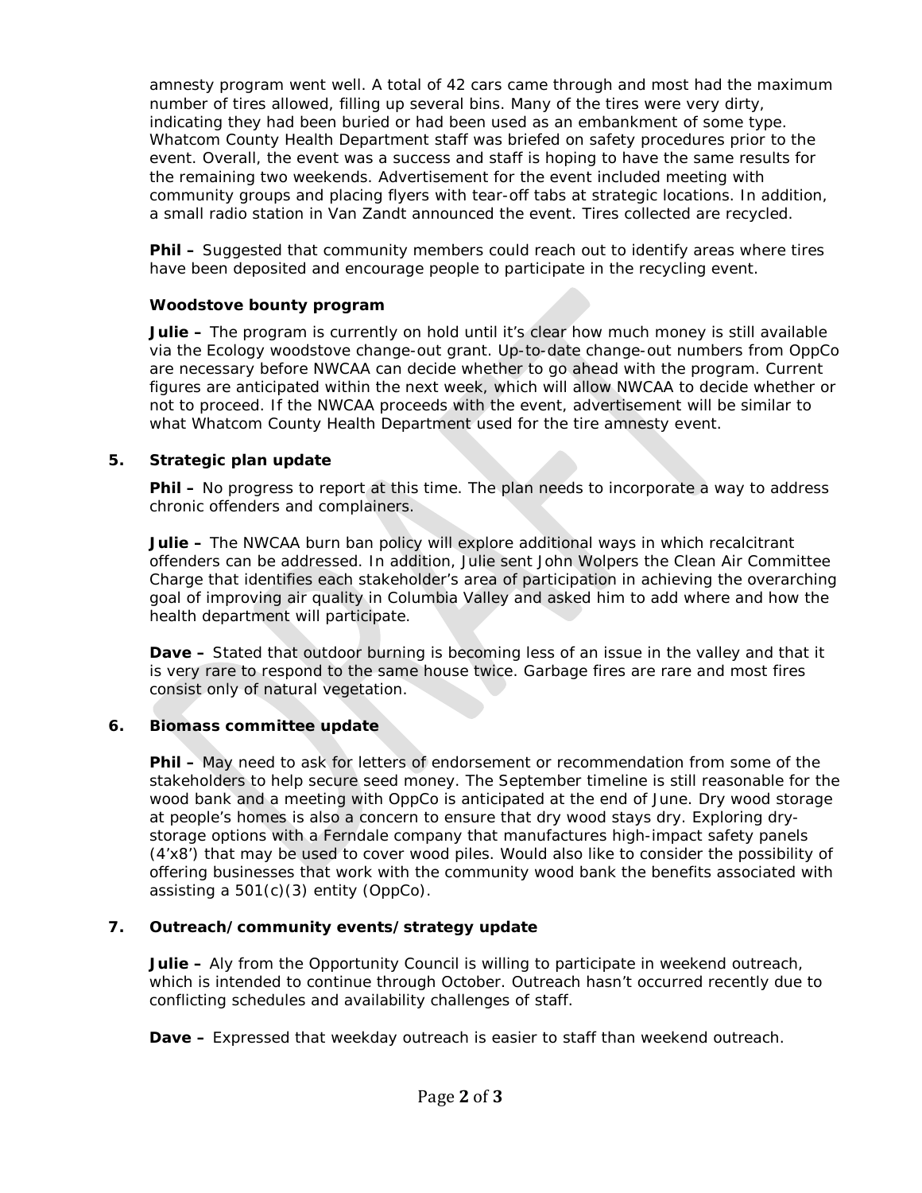amnesty program went well. A total of 42 cars came through and most had the maximum number of tires allowed, filling up several bins. Many of the tires were very dirty, indicating they had been buried or had been used as an embankment of some type. Whatcom County Health Department staff was briefed on safety procedures prior to the event. Overall, the event was a success and staff is hoping to have the same results for the remaining two weekends. Advertisement for the event included meeting with community groups and placing flyers with tear-off tabs at strategic locations. In addition, a small radio station in Van Zandt announced the event. Tires collected are recycled.

**Phil –** Suggested that community members could reach out to identify areas where tires have been deposited and encourage people to participate in the recycling event.

**Woodstove bounty program**

**Julie –** The program is currently on hold until it's clear how much money is still available via the Ecology woodstove change-out grant. Up-to-date change-out numbers from OppCo are necessary before NWCAA can decide whether to go ahead with the program. Current figures are anticipated within the next week, which will allow NWCAA to decide whether or not to proceed. If the NWCAA proceeds with the event, advertisement will be similar to what Whatcom County Health Department used for the tire amnesty event.

**5. Strategic plan update**

**Phil –** No progress to report at this time. The plan needs to incorporate a way to address chronic offenders and complainers.

**Julie –** The NWCAA burn ban policy will explore additional ways in which recalcitrant offenders can be addressed. In addition, Julie sent John Wolpers the Clean Air Committee Charge that identifies each stakeholder's area of participation in achieving the overarching goal of improving air quality in Columbia Valley and asked him to add where and how the health department will participate.

**Dave –** Stated that outdoor burning is becoming less of an issue in the valley and that it is very rare to respond to the same house twice. Garbage fires are rare and most fires consist only of natural vegetation.

**6. Biomass committee update**

**Phil –** May need to ask for letters of endorsement or recommendation from some of the stakeholders to help secure seed money. The September timeline is still reasonable for the wood bank and a meeting with OppCo is anticipated at the end of June. Dry wood storage at people's homes is also a concern to ensure that dry wood stays dry. Exploring dry-storage options with a Ferndale company that manufactures high-impact safety panels (4'x8') that may be used to cover wood piles. Would also like to consider the possibility of offering businesses that work with the community wood bank the benefits associated with assisting a 501(c)(3) entity (OppCo).

**7. Outreach/community events/strategy update**

**Julie –** Aly from the Opportunity Council is willing to participate in weekend outreach, which is intended to continue through October. Outreach hasn't occurred recently due to conflicting schedules and availability challenges of staff.

**Dave –** Expressed that weekday outreach is easier to staff than weekend outreach.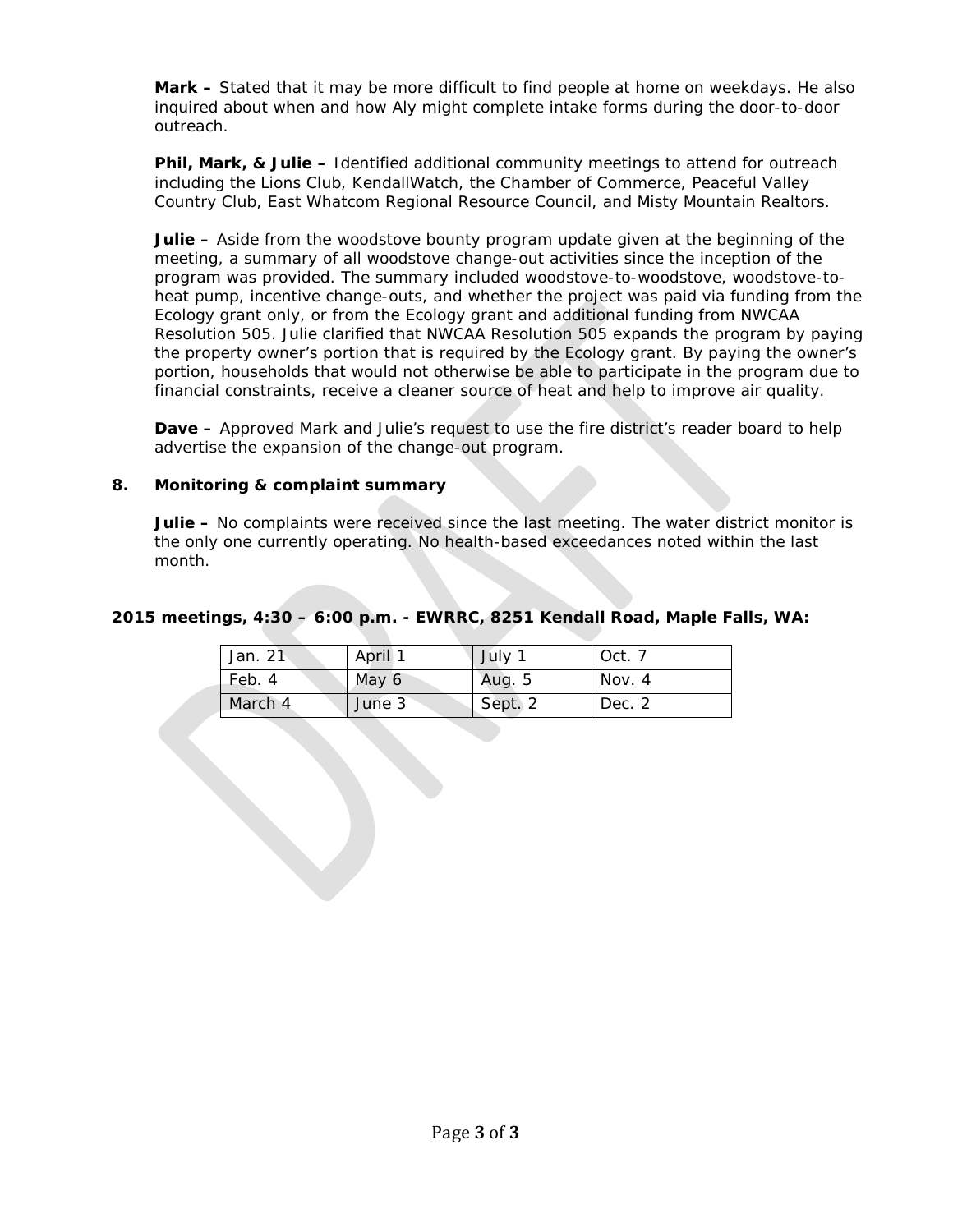**Mark –** Stated that it may be more difficult to find people at home on weekdays. He also inquired about when and how Aly might complete intake forms during the door-to-door outreach.

**Phil, Mark, & Julie –** Identified additional community meetings to attend for outreach including the Lions Club, KendallWatch, the Chamber of Commerce, Peaceful Valley Country Club, East Whatcom Regional Resource Council, and Misty Mountain Realtors.

**Julie –** Aside from the woodstove bounty program update given at the beginning of the meeting, a summary of all woodstove change-out activities since the inception of the program was provided. The summary included woodstove-to-woodstove, woodstove-to-heat pump, incentive change-outs, and whether the project was paid via funding from the Ecology grant only, or from the Ecology grant and additional funding from NWCAA Resolution 505. Julie clarified that NWCAA Resolution 505 expands the program by paying the property owner's portion that is required by the Ecology grant. By paying the owner's portion, households that would not otherwise be able to participate in the program due to financial constraints, receive a cleaner source of heat and help to improve air quality.

**Dave –** Approved Mark and Julie's request to use the fire district's reader board to help advertise the expansion of the change-out program.

**8. Monitoring & complaint summary**

**Julie –** No complaints were received since the last meeting. The water district monitor is the only one currently operating. No health-based exceedances noted within the last month.

**2015 meetings, 4:30 – 6:00 p.m. - EWRRC, 8251 Kendall Road, Maple Falls, WA:**

| | | | |
|---|---|---|---|
| Jan. 21 | April 1 | July 1 | Oct. 7 |
| Feb. 4 | May 6 | Aug. 5 | Nov. 4 |
| March 4 | June 3 | Sept. 2 | Dec. 2 |